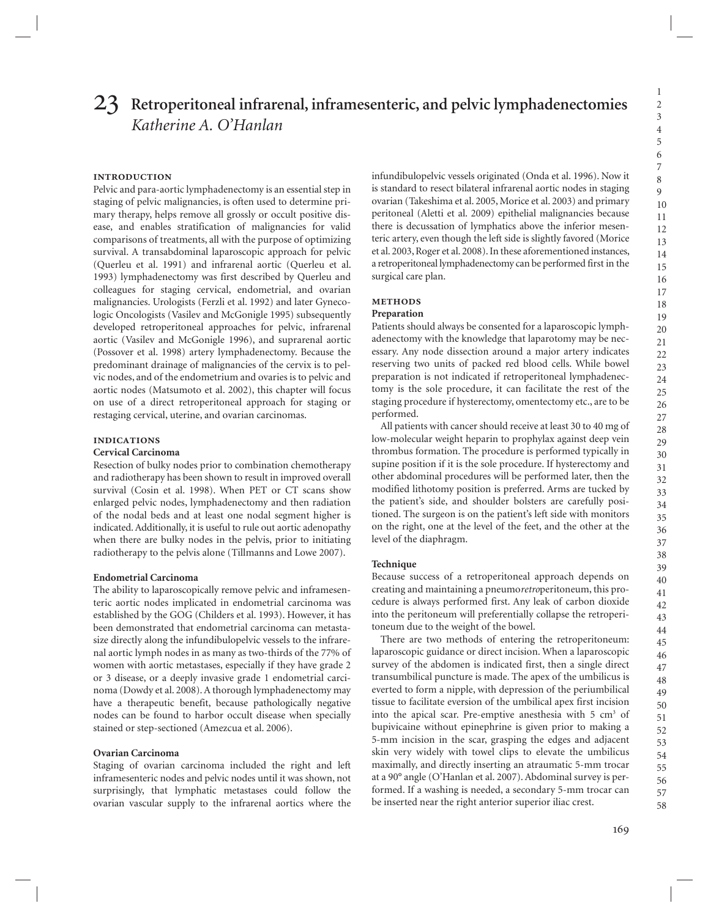# 23 Retroperitoneal infrarenal, inframesenteric, and pelvic lymphadenectomies

*Katherine A. O'Hanlan*

## INTRODUCTION

Pelvic and para-aortic lymphadenectomy is an essential step in staging of pelvic malignancies, is often used to determine primary therapy, helps remove all grossly or occult positive disease, and enables stratification of malignancies for valid comparisons of treatments, all with the purpose of optimizing survival. A transabdominal laparoscopic approach for pelvic (Querleu et al. 1991) and infrarenal aortic (Querleu et al. 1993) lymphadenectomy was first described by Querleu and colleagues for staging cervical, endometrial, and ovarian malignancies. Urologists (Ferzli et al. 1992) and later Gynecologic Oncologists (Vasilev and McGonigle 1995) subsequently developed retroperitoneal approaches for pelvic, infrarenal aortic (Vasilev and McGonigle 1996), and suprarenal aortic (Possover et al. 1998) artery lymphadenectomy. Because the predominant drainage of malignancies of the cervix is to pelvic nodes, and of the endometrium and ovaries is to pelvic and aortic nodes (Matsumoto et al. 2002), this chapter will focus on use of a direct retroperitoneal approach for staging or restaging cervical, uterine, and ovarian carcinomas.

## INDICATIONS

### Cervical Carcinoma

Resection of bulky nodes prior to combination chemotherapy and radiotherapy has been shown to result in improved overall survival (Cosin et al. 1998). When PET or CT scans show enlarged pelvic nodes, lymphadenectomy and then radiation of the nodal beds and at least one nodal segment higher is indicated. Additionally, it is useful to rule out aortic adenopathy when there are bulky nodes in the pelvis, prior to initiating radiotherapy to the pelvis alone (Tillmanns and Lowe 2007).

### Endometrial Carcinoma

The ability to laparoscopically remove pelvic and inframesenteric aortic nodes implicated in endometrial carcinoma was established by the GOG (Childers et al. 1993). However, it has been demonstrated that endometrial carcinoma can metastasize directly along the infundibulopelvic vessels to the infrarenal aortic lymph nodes in as many as two-thirds of the 77% of women with aortic metastases, especially if they have grade 2 or 3 disease, or a deeply invasive grade 1 endometrial carcinoma (Dowdy et al. 2008). A thorough lymphadenectomy may have a therapeutic benefit, because pathologically negative nodes can be found to harbor occult disease when specially stained or step-sectioned (Amezcua et al. 2006).

### Ovarian Carcinoma

Staging of ovarian carcinoma included the right and left inframesenteric nodes and pelvic nodes until it was shown, not surprisingly, that lymphatic metastases could follow the ovarian vascular supply to the infrarenal aortics where the infundibulopelvic vessels originated (Onda et al. 1996). Now it is standard to resect bilateral infrarenal aortic nodes in staging ovarian (Takeshima et al. 2005, Morice et al. 2003) and primary peritoneal (Aletti et al. 2009) epithelial malignancies because there is decussation of lymphatics above the inferior mesenteric artery, even though the left side is slightly favored (Morice et al. 2003, Roger et al. 2008). In these aforementioned instances, a retroperitoneal lymphadenectomy can be performed first in the surgical care plan.

## METHODS

### Preparation

Patients should always be consented for a laparoscopic lymphadenectomy with the knowledge that laparotomy may be necessary. Any node dissection around a major artery indicates reserving two units of packed red blood cells. While bowel preparation is not indicated if retroperitoneal lymphadenectomy is the sole procedure, it can facilitate the rest of the staging procedure if hysterectomy, omentectomy etc., are to be performed.

All patients with cancer should receive at least 30 to 40 mg of low-molecular weight heparin to prophylax against deep vein thrombus formation. The procedure is performed typically in supine position if it is the sole procedure. If hysterectomy and other abdominal procedures will be performed later, then the modified lithotomy position is preferred. Arms are tucked by the patient's side, and shoulder bolsters are carefully positioned. The surgeon is on the patient's left side with monitors on the right, one at the level of the feet, and the other at the level of the diaphragm.

### Technique

Because success of a retroperitoneal approach depends on creating and maintaining a pneumo*retro*peritoneum, this procedure is always performed first. Any leak of carbon dioxide into the peritoneum will preferentially collapse the retroperitoneum due to the weight of the bowel.

There are two methods of entering the retroperitoneum: laparoscopic guidance or direct incision. When a laparoscopic survey of the abdomen is indicated first, then a single direct transumbilical puncture is made. The apex of the umbilicus is everted to form a nipple, with depression of the periumbilical tissue to facilitate eversion of the umbilical apex first incision into the apical scar. Pre-emptive anesthesia with 5 cm$^3$ of bupivicaine without epinephrine is given prior to making a 5-mm incision in the scar, grasping the edges and adjacent skin very widely with towel clips to elevate the umbilicus maximally, and directly inserting an atraumatic 5-mm trocar at a 90° angle (O'Hanlan et al. 2007). Abdominal survey is performed. If a washing is needed, a secondary 5-mm trocar can be inserted near the right anterior superior iliac crest.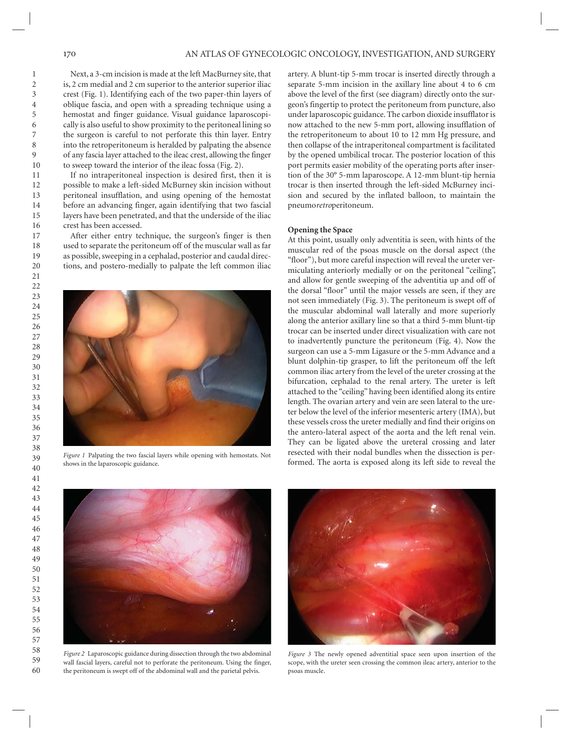Next, a 3-cm incision is made at the left MacBurney site, that is, 2 cm medial and 2 cm superior to the anterior superior iliac crest (Fig. 1). Identifying each of the two paper-thin layers of oblique fascia, and open with a spreading technique using a hemostat and finger guidance. Visual guidance laparoscopically is also useful to show proximity to the peritoneal lining so the surgeon is careful to not perforate this thin layer. Entry into the retroperitoneum is heralded by palpating the absence of any fascia layer attached to the ileac crest, allowing the finger to sweep toward the interior of the ileac fossa (Fig. 2).

If no intraperitoneal inspection is desired first, then it is possible to make a left-sided McBurney skin incision without peritoneal insufflation, and using opening of the hemostat before an advancing finger, again identifying that two fascial layers have been penetrated, and that the underside of the iliac crest has been accessed.

After either entry technique, the surgeon's finger is then used to separate the peritoneum off of the muscular wall as far as possible, sweeping in a cephalad, posterior and caudal directions, and postero-medially to palpate the left common iliac artery. A blunt-tip 5-mm trocar is inserted directly through a separate 5-mm incision in the axillary line about 4 to 6 cm above the level of the first (see diagram) directly onto the surgeon's fingertip to protect the peritoneum from puncture, also under laparoscopic guidance. The carbon dioxide insufflator is now attached to the new 5-mm port, allowing insufflation of the retroperitoneum to about 10 to 12 mm Hg pressure, and then collapse of the intraperitoneal compartment is facilitated by the opened umbilical trocar. The posterior location of this port permits easier mobility of the operating ports after insertion of the 30° 5-mm laparoscope. A 12-mm blunt-tip hernia trocar is then inserted through the left-sided McBurney incision and secured by the inflated balloon, to maintain the pneumo*retro*peritoneum.

Figure 1 Palpating the two fascial layers while opening with hemostats. Not shows in the laparoscopic guidance.

#### Opening the Space

At this point, usually only adventitia is seen, with hints of the muscular red of the psoas muscle on the dorsal aspect (the "floor"), but more careful inspection will reveal the ureter vermiculating anteriorly medially or on the peritoneal "ceiling", and allow for gentle sweeping of the adventitia up and off of the dorsal "floor" until the major vessels are seen, if they are not seen immediately (Fig. 3). The peritoneum is swept off of the muscular abdominal wall laterally and more superiorly along the anterior axillary line so that a third 5-mm blunt-tip trocar can be inserted under direct visualization with care not to inadvertently puncture the peritoneum (Fig. 4). Now the surgeon can use a 5-mm Ligasure or the 5-mm Advance and a blunt dolphin-tip grasper, to lift the peritoneum off the left common iliac artery from the level of the ureter crossing at the bifurcation, cephalad to the renal artery. The ureter is left attached to the "ceiling" having been identified along its entire length. The ovarian artery and vein are seen lateral to the ureter below the level of the inferior mesenteric artery (IMA), but these vessels cross the ureter medially and find their origins on the antero-lateral aspect of the aorta and the left renal vein. They can be ligated above the ureteral crossing and later resected with their nodal bundles when the dissection is performed. The aorta is exposed along its left side to reveal the

Figure 2 Laparoscopic guidance during dissection through the two abdominal wall fascial layers, careful not to perforate the peritoneum. Using the finger, the peritoneum is swept off of the abdominal wall and the parietal pelvis.

Figure 3 The newly opened adventitial space seen upon insertion of the scope, with the ureter seen crossing the common ileac artery, anterior to the psoas muscle.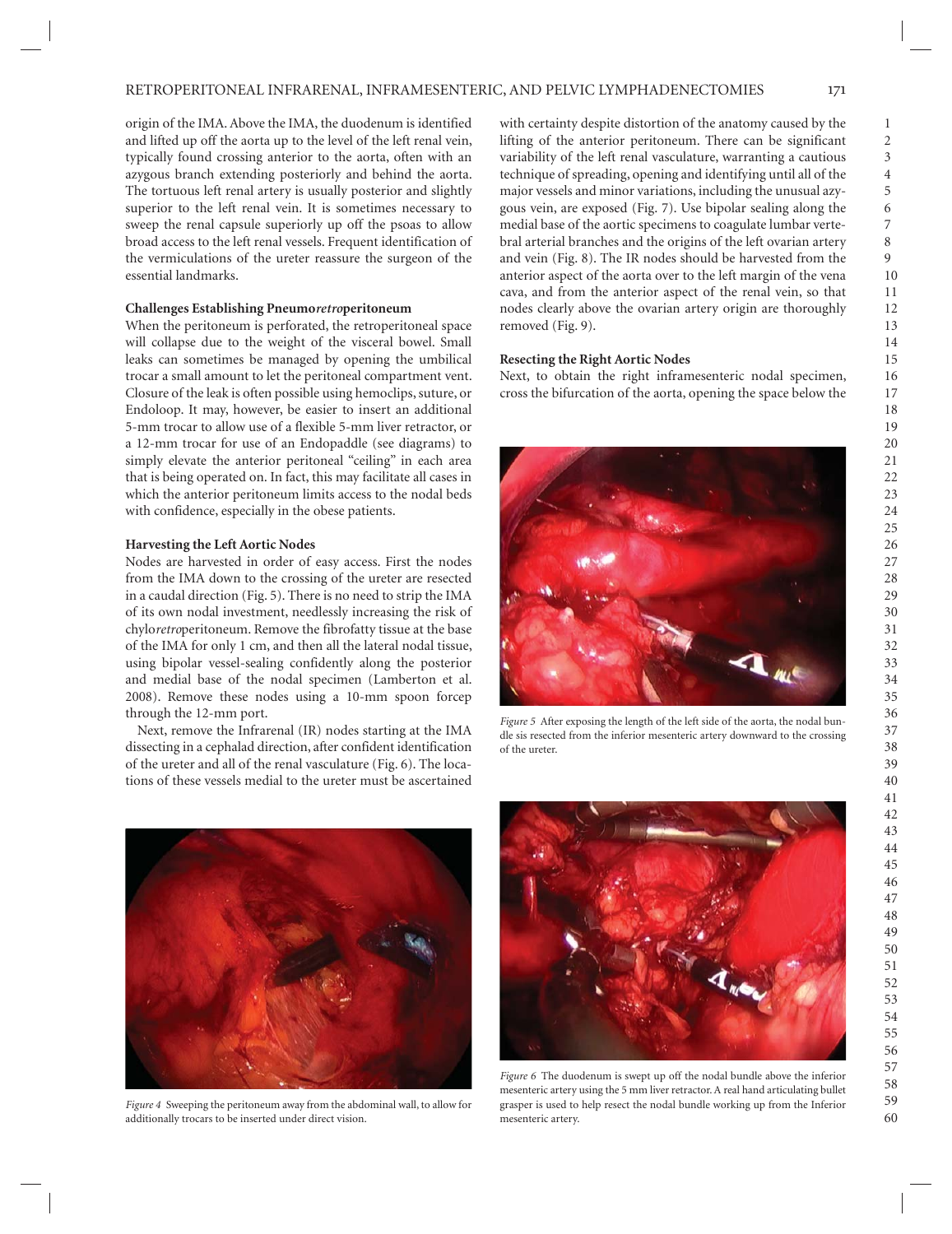origin of the IMA. Above the IMA, the duodenum is identified and lifted up off the aorta up to the level of the left renal vein, typically found crossing anterior to the aorta, often with an azygous branch extending posteriorly and behind the aorta. The tortuous left renal artery is usually posterior and slightly superior to the left renal vein. It is sometimes necessary to sweep the renal capsule superiorly up off the psoas to allow broad access to the left renal vessels. Frequent identification of the vermiculations of the ureter reassure the surgeon of the essential landmarks.

### Challenges Establishing Pneumo*retro*peritoneum

When the peritoneum is perforated, the retroperitoneal space will collapse due to the weight of the visceral bowel. Small leaks can sometimes be managed by opening the umbilical trocar a small amount to let the peritoneal compartment vent. Closure of the leak is often possible using hemoclips, suture, or Endoloop. It may, however, be easier to insert an additional 5-mm trocar to allow use of a flexible 5-mm liver retractor, or a 12-mm trocar for use of an Endopaddle (see diagrams) to simply elevate the anterior peritoneal "ceiling" in each area that is being operated on. In fact, this may facilitate all cases in which the anterior peritoneum limits access to the nodal beds with confidence, especially in the obese patients.

### Harvesting the Left Aortic Nodes

Nodes are harvested in order of easy access. First the nodes from the IMA down to the crossing of the ureter are resected in a caudal direction (Fig. 5). There is no need to strip the IMA of its own nodal investment, needlessly increasing the risk of chylo*retro*peritoneum. Remove the fibrofatty tissue at the base of the IMA for only 1 cm, and then all the lateral nodal tissue, using bipolar vessel-sealing confidently along the posterior and medial base of the nodal specimen (Lamberton et al. 2008). Remove these nodes using a 10-mm spoon forcep through the 12-mm port.

Next, remove the Infrarenal (IR) nodes starting at the IMA dissecting in a cephalad direction, after confident identification of the ureter and all of the renal vasculature (Fig. 6). The locations of these vessels medial to the ureter must be ascertained with certainty despite distortion of the anatomy caused by the lifting of the anterior peritoneum. There can be significant variability of the left renal vasculature, warranting a cautious technique of spreading, opening and identifying until all of the major vessels and minor variations, including the unusual azygous vein, are exposed (Fig. 7). Use bipolar sealing along the medial base of the aortic specimens to coagulate lumbar vertebral arterial branches and the origins of the left ovarian artery and vein (Fig. 8). The IR nodes should be harvested from the anterior aspect of the aorta over to the left margin of the vena cava, and from the anterior aspect of the renal vein, so that nodes clearly above the ovarian artery origin are thoroughly removed (Fig. 9).

### Resecting the Right Aortic Nodes

Next, to obtain the right inframesenteric nodal specimen, cross the bifurcation of the aorta, opening the space below the

*Figure 5* After exposing the length of the left side of the aorta, the nodal bundle sis resected from the inferior mesenteric artery downward to the crossing of the ureter.

*Figure 4* Sweeping the peritoneum away from the abdominal wall, to allow for additionally trocars to be inserted under direct vision.

*Figure 6* The duodenum is swept up off the nodal bundle above the inferior mesenteric artery using the 5 mm liver retractor. A real hand articulating bullet grasper is used to help resect the nodal bundle working up from the Inferior mesenteric artery.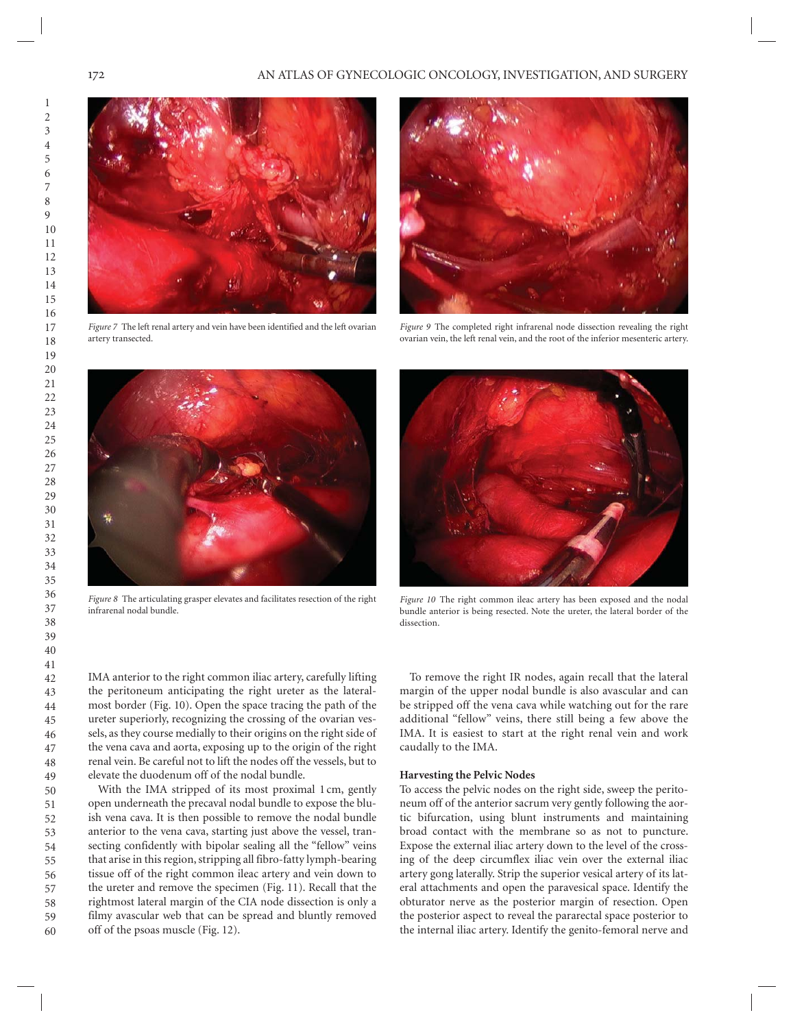*Figure 7* The left renal artery and vein have been identified and the left ovarian artery transected.

*Figure 9* The completed right infrarenal node dissection revealing the right ovarian vein, the left renal vein, and the root of the inferior mesenteric artery.

*Figure 8* The articulating grasper elevates and facilitates resection of the right infrarenal nodal bundle.

*Figure 10* The right common ileac artery has been exposed and the nodal bundle anterior is being resected. Note the ureter, the lateral border of the dissection.

IMA anterior to the right common iliac artery, carefully lifting the peritoneum anticipating the right ureter as the lateral-most border (Fig. 10). Open the space tracing the path of the ureter superiorly, recognizing the crossing of the ovarian vessels, as they course medially to their origins on the right side of the vena cava and aorta, exposing up to the origin of the right renal vein. Be careful not to lift the nodes off the vessels, but to elevate the duodenum off of the nodal bundle.

With the IMA stripped of its most proximal 1 cm, gently open underneath the precaval nodal bundle to expose the bluish vena cava. It is then possible to remove the nodal bundle anterior to the vena cava, starting just above the vessel, transecting confidently with bipolar sealing all the "fellow" veins that arise in this region, stripping all fibro-fatty lymph-bearing tissue off of the right common ileac artery and vein down to the ureter and remove the specimen (Fig. 11). Recall that the rightmost lateral margin of the CIA node dissection is only a filmy avascular web that can be spread and bluntly removed off of the psoas muscle (Fig. 12).

To remove the right IR nodes, again recall that the lateral margin of the upper nodal bundle is also avascular and can be stripped off the vena cava while watching out for the rare additional "fellow" veins, there still being a few above the IMA. It is easiest to start at the right renal vein and work caudally to the IMA.

**Harvesting the Pelvic Nodes**

To access the pelvic nodes on the right side, sweep the peritoneum off of the anterior sacrum very gently following the aortic bifurcation, using blunt instruments and maintaining broad contact with the membrane so as not to puncture. Expose the external iliac artery down to the level of the crossing of the deep circumflex iliac vein over the external iliac artery gong laterally. Strip the superior vesical artery of its lateral attachments and open the paravesical space. Identify the obturator nerve as the posterior margin of resection. Open the posterior aspect to reveal the pararectal space posterior to the internal iliac artery. Identify the genito-femoral nerve and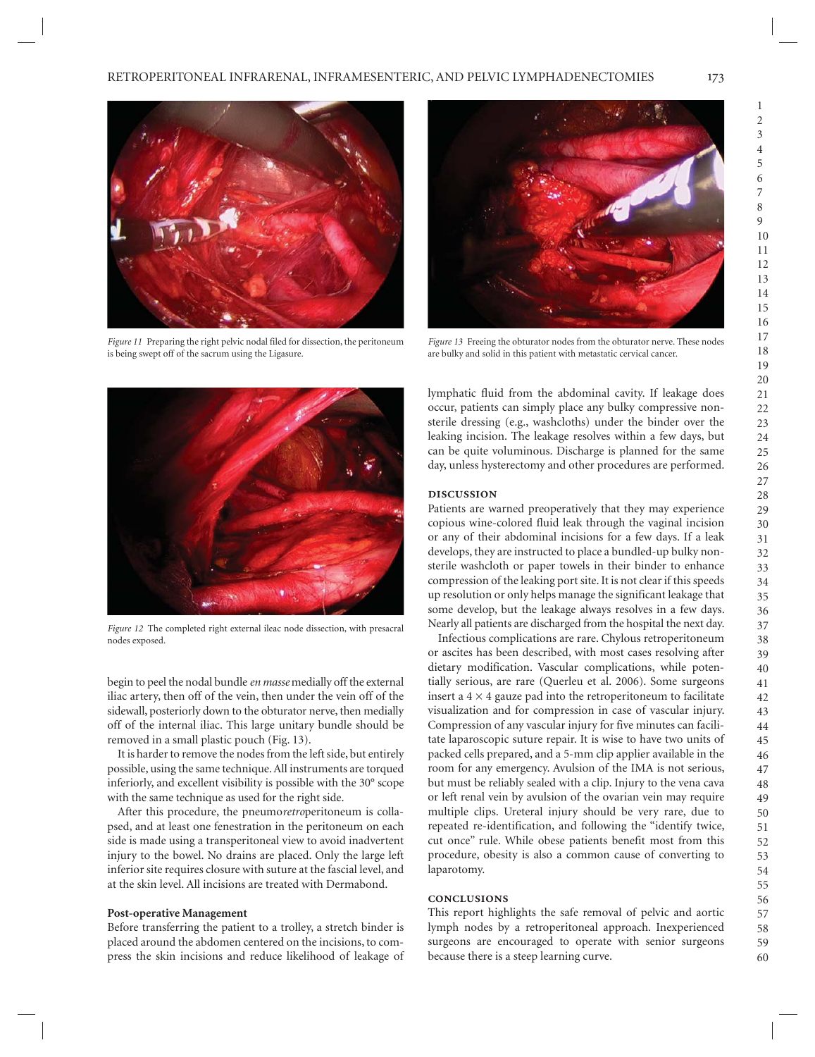*Figure 11* Preparing the right pelvic nodal filed for dissection, the peritoneum is being swept off of the sacrum using the Ligasure.

*Figure 12* The completed right external ileac node dissection, with presacral nodes exposed.

begin to peel the nodal bundle *en masse* medially off the external iliac artery, then off of the vein, then under the vein off of the sidewall, posteriorly down to the obturator nerve, then medially off of the internal iliac. This large unitary bundle should be removed in a small plastic pouch (Fig. 13).

It is harder to remove the nodes from the left side, but entirely possible, using the same technique. All instruments are torqued inferiorly, and excellent visibility is possible with the 30° scope with the same technique as used for the right side.

After this procedure, the pneumo*retro*peritoneum is collapsed, and at least one fenestration in the peritoneum on each side is made using a transperitoneal view to avoid inadvertent injury to the bowel. No drains are placed. Only the large left inferior site requires closure with suture at the fascial level, and at the skin level. All incisions are treated with Dermabond.

**Post-operative Management**

Before transferring the patient to a trolley, a stretch binder is placed around the abdomen centered on the incisions, to compress the skin incisions and reduce likelihood of leakage of

*Figure 13* Freeing the obturator nodes from the obturator nerve. These nodes are bulky and solid in this patient with metastatic cervical cancer.

lymphatic fluid from the abdominal cavity. If leakage does occur, patients can simply place any bulky compressive nonsterile dressing (e.g., washcloths) under the binder over the leaking incision. The leakage resolves within a few days, but can be quite voluminous. Discharge is planned for the same day, unless hysterectomy and other procedures are performed.

## DISCUSSION

Patients are warned preoperatively that they may experience copious wine-colored fluid leak through the vaginal incision or any of their abdominal incisions for a few days. If a leak develops, they are instructed to place a bundled-up bulky nonsterile washcloth or paper towels in their binder to enhance compression of the leaking port site. It is not clear if this speeds up resolution or only helps manage the significant leakage that some develop, but the leakage always resolves in a few days. Nearly all patients are discharged from the hospital the next day.

Infectious complications are rare. Chylous retroperitoneum or ascites has been described, with most cases resolving after dietary modification. Vascular complications, while potentially serious, are rare (Querleu et al. 2006). Some surgeons insert a $4 \times 4$ gauze pad into the retroperitoneum to facilitate visualization and for compression in case of vascular injury. Compression of any vascular injury for five minutes can facilitate laparoscopic suture repair. It is wise to have two units of packed cells prepared, and a 5-mm clip applier available in the room for any emergency. Avulsion of the IMA is not serious, but must be reliably sealed with a clip. Injury to the vena cava or left renal vein by avulsion of the ovarian vein may require multiple clips. Ureteral injury should be very rare, due to repeated re-identification, and following the "identify twice, cut once" rule. While obese patients benefit most from this procedure, obesity is also a common cause of converting to laparotomy.

## CONCLUSIONS

This report highlights the safe removal of pelvic and aortic lymph nodes by a retroperitoneal approach. Inexperienced surgeons are encouraged to operate with senior surgeons because there is a steep learning curve.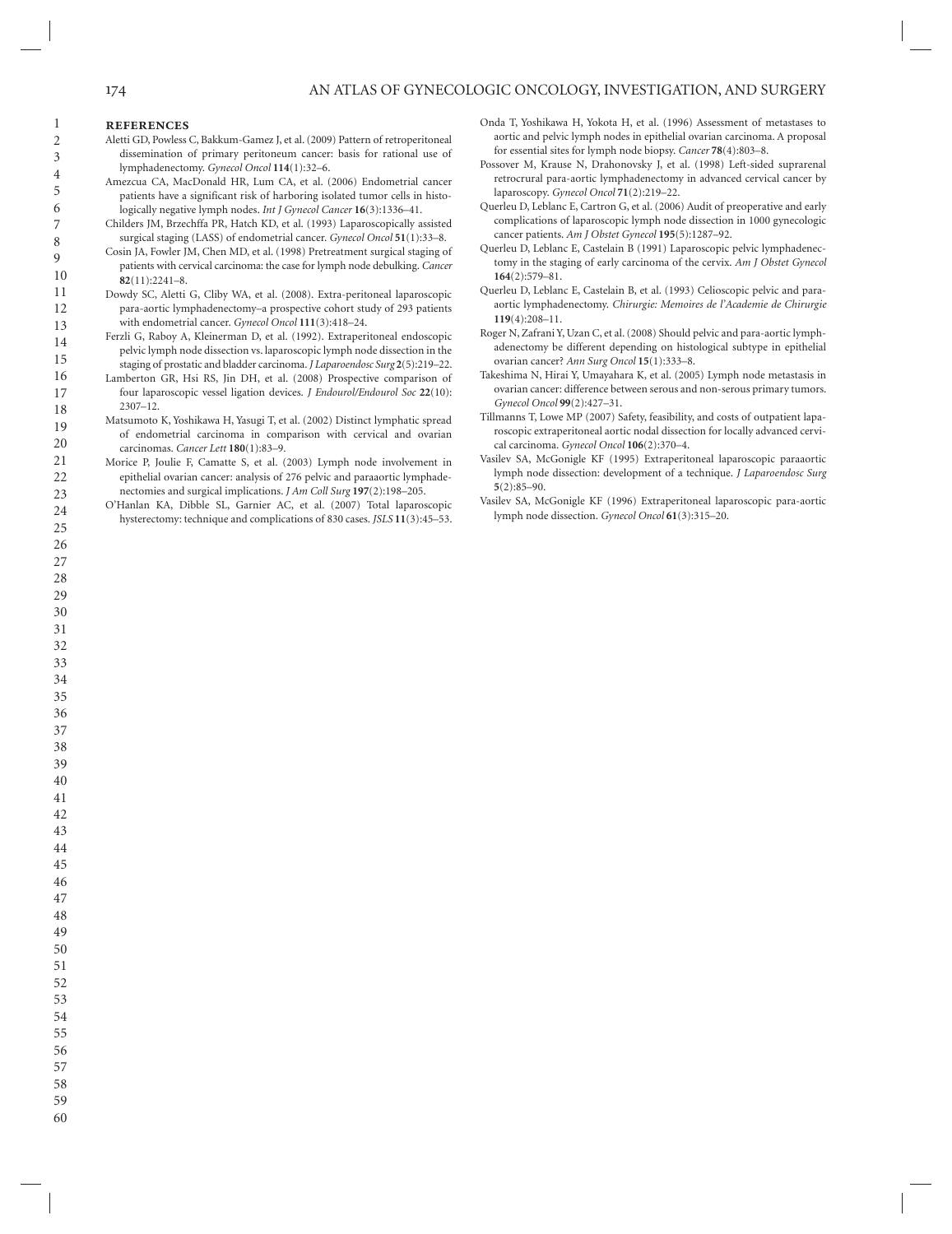## REFERENCES

Aletti GD, Powless C, Bakkum-Gamez J, et al. (2009) Pattern of retroperitoneal dissemination of primary peritoneum cancer: basis for rational use of lymphadenectomy. *Gynecol Oncol* **114**(1):32–6.

Amezcua CA, MacDonald HR, Lum CA, et al. (2006) Endometrial cancer patients have a significant risk of harboring isolated tumor cells in histologically negative lymph nodes. *Int J Gynecol Cancer* **16**(3):1336–41.

Childers JM, Brzechffa PR, Hatch KD, et al. (1993) Laparoscopically assisted surgical staging (LASS) of endometrial cancer. *Gynecol Oncol* **51**(1):33–8.

Cosin JA, Fowler JM, Chen MD, et al. (1998) Pretreatment surgical staging of patients with cervical carcinoma: the case for lymph node debulking. *Cancer* **82**(11):2241–8.

Dowdy SC, Aletti G, Cliby WA, et al. (2008). Extra-peritoneal laparoscopic para-aortic lymphadenectomy–a prospective cohort study of 293 patients with endometrial cancer. *Gynecol Oncol* **111**(3):418–24.

Ferzli G, Raboy A, Kleinerman D, et al. (1992). Extraperitoneal endoscopic pelvic lymph node dissection vs. laparoscopic lymph node dissection in the staging of prostatic and bladder carcinoma. *J Laparoendosc Surg* **2**(5):219–22.

Lamberton GR, Hsi RS, Jin DH, et al. (2008) Prospective comparison of four laparoscopic vessel ligation devices. *J Endourol/Endourol Soc* **22**(10): 2307–12.

Matsumoto K, Yoshikawa H, Yasugi T, et al. (2002) Distinct lymphatic spread of endometrial carcinoma in comparison with cervical and ovarian carcinomas. *Cancer Lett* **180**(1):83–9.

Morice P, Joulie F, Camatte S, et al. (2003) Lymph node involvement in epithelial ovarian cancer: analysis of 276 pelvic and paraaortic lymphadenectomies and surgical implications. *J Am Coll Surg* **197**(2):198–205.

O'Hanlan KA, Dibble SL, Garnier AC, et al. (2007) Total laparoscopic hysterectomy: technique and complications of 830 cases. *JSLS* **11**(3):45–53.

Onda T, Yoshikawa H, Yokota H, et al. (1996) Assessment of metastases to aortic and pelvic lymph nodes in epithelial ovarian carcinoma. A proposal for essential sites for lymph node biopsy. *Cancer* **78**(4):803–8.

Possover M, Krause N, Drahonovsky J, et al. (1998) Left-sided suprarenal retrocrural para-aortic lymphadenectomy in advanced cervical cancer by laparoscopy. *Gynecol Oncol* **71**(2):219–22.

Querleu D, Leblanc E, Cartron G, et al. (2006) Audit of preoperative and early complications of laparoscopic lymph node dissection in 1000 gynecologic cancer patients. *Am J Obstet Gynecol* **195**(5):1287–92.

Querleu D, Leblanc E, Castelain B (1991) Laparoscopic pelvic lymphadenectomy in the staging of early carcinoma of the cervix. *Am J Obstet Gynecol* **164**(2):579–81.

Querleu D, Leblanc E, Castelain B, et al. (1993) Celioscopic pelvic and para-aortic lymphadenectomy. *Chirurgie: Memoires de l'Academie de Chirurgie* **119**(4):208–11.

Roger N, Zafrani Y, Uzan C, et al. (2008) Should pelvic and para-aortic lymphadenectomy be different depending on histological subtype in epithelial ovarian cancer? *Ann Surg Oncol* **15**(1):333–8.

Takeshima N, Hirai Y, Umayahara K, et al. (2005) Lymph node metastasis in ovarian cancer: difference between serous and non-serous primary tumors. *Gynecol Oncol* **99**(2):427–31.

Tillmanns T, Lowe MP (2007) Safety, feasibility, and costs of outpatient laparoscopic extraperitoneal aortic nodal dissection for locally advanced cervical carcinoma. *Gynecol Oncol* **106**(2):370–4.

Vasilev SA, McGonigle KF (1995) Extraperitoneal laparoscopic paraaortic lymph node dissection: development of a technique. *J Laparoendosc Surg* **5**(2):85–90.

Vasilev SA, McGonigle KF (1996) Extraperitoneal laparoscopic para-aortic lymph node dissection. *Gynecol Oncol* **61**(3):315–20.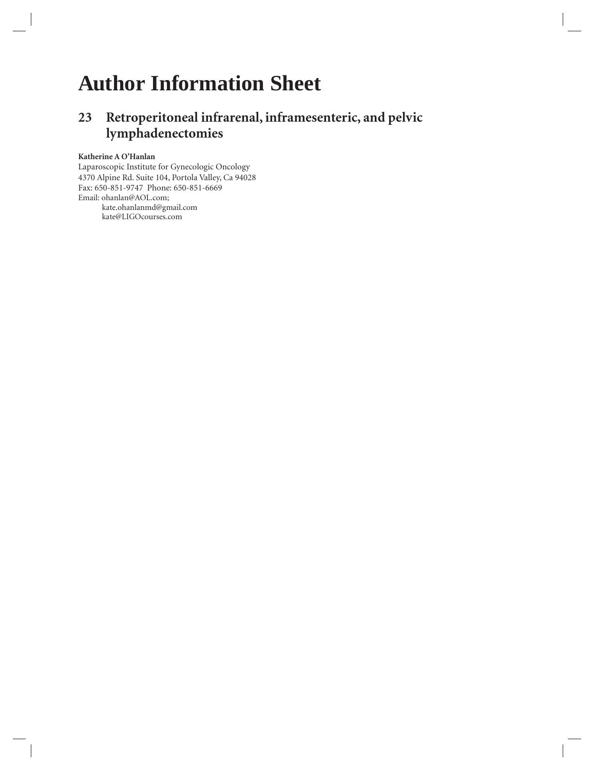# Author Information Sheet

## 23 Retroperitoneal infrarenal, inframesenteric, and pelvic lymphadenectomies

**Katherine A O'Hanlan**

Laparoscopic Institute for Gynecologic Oncology
4370 Alpine Rd. Suite 104, Portola Valley, Ca 94028
Fax: 650-851-9747 Phone: 650-851-6669
Email: ohanlan@AOL.com;
kate.ohanlanmd@gmail.com
kate@LIGOcourses.com